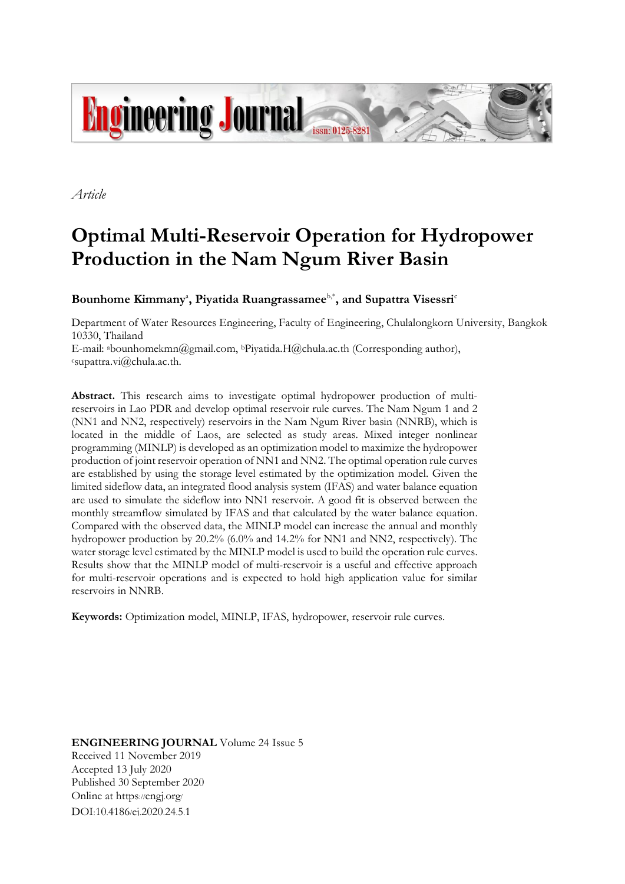*Article*

# Optimal Multi-Reservoir Operation for Hydropower Production in the Nam Ngum River Basin

**Bounhome Kimmany**[a], **Piyatida Ruangrassamee**[b,*], **and Supattra Visessri**[c]

Department of Water Resources Engineering, Faculty of Engineering, Chulalongkorn University, Bangkok 10330, Thailand

E-mail: [a]bounhomekmn@gmail.com, [b]Piyatida.H@chula.ac.th (Corresponding author), [c]supattra.vi@chula.ac.th.

**Abstract.** This research aims to investigate optimal hydropower production of multi-reservoirs in Lao PDR and develop optimal reservoir rule curves. The Nam Ngum 1 and 2 (NN1 and NN2, respectively) reservoirs in the Nam Ngum River basin (NNRB), which is located in the middle of Laos, are selected as study areas. Mixed integer nonlinear programming (MINLP) is developed as an optimization model to maximize the hydropower production of joint reservoir operation of NN1 and NN2. The optimal operation rule curves are established by using the storage level estimated by the optimization model. Given the limited sideflow data, an integrated flood analysis system (IFAS) and water balance equation are used to simulate the sideflow into NN1 reservoir. A good fit is observed between the monthly streamflow simulated by IFAS and that calculated by the water balance equation. Compared with the observed data, the MINLP model can increase the annual and monthly hydropower production by 20.2% (6.0% and 14.2% for NN1 and NN2, respectively). The water storage level estimated by the MINLP model is used to build the operation rule curves. Results show that the MINLP model of multi-reservoir is a useful and effective approach for multi-reservoir operations and is expected to hold high application value for similar reservoirs in NNRB.

**Keywords:** Optimization model, MINLP, IFAS, hydropower, reservoir rule curves.

**ENGINEERING JOURNAL** Volume 24 Issue 5
Received 11 November 2019
Accepted 13 July 2020
Published 30 September 2020
Online at https://engj.org/
DOI:10.4186/ej.2020.24.5.1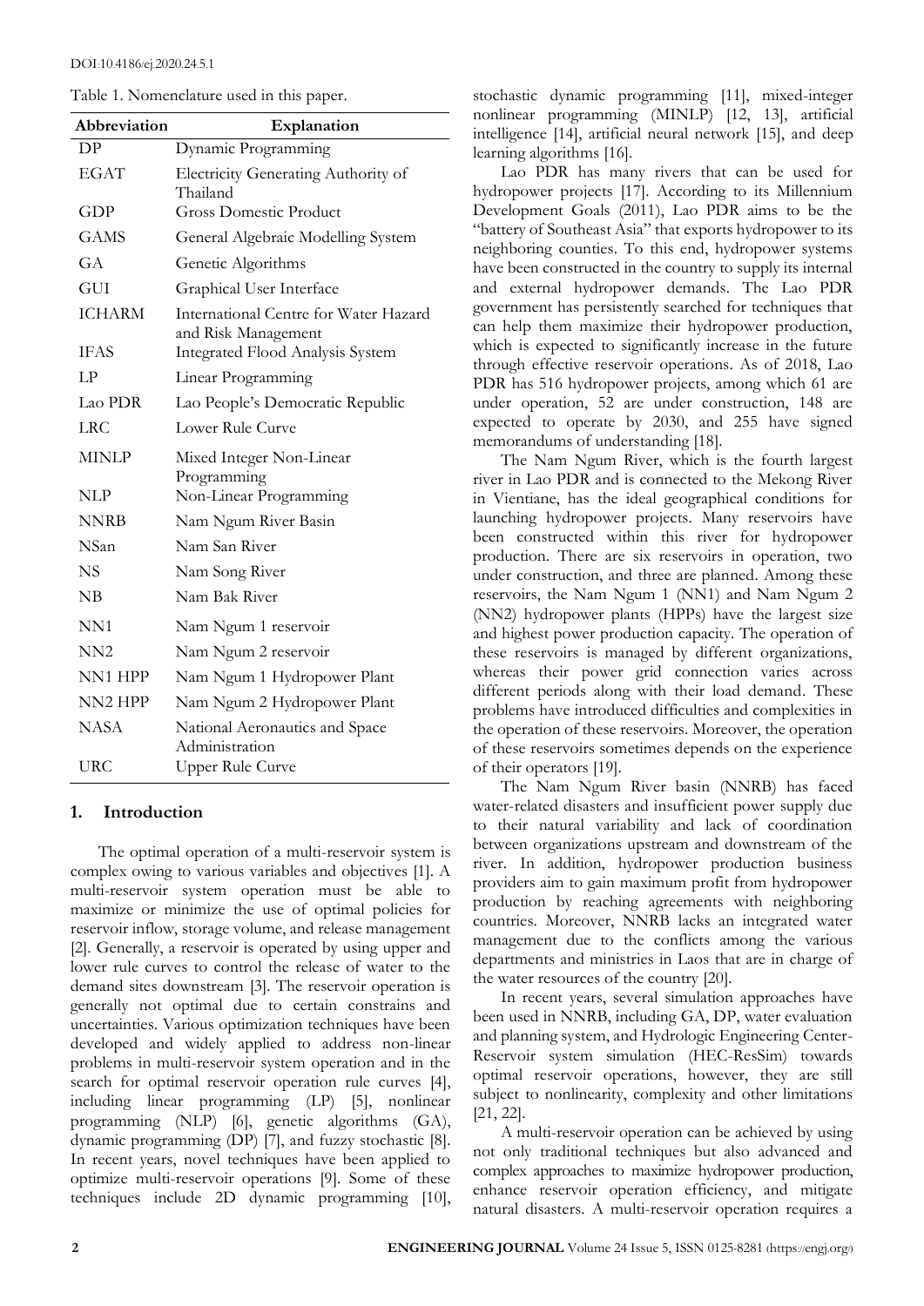Table 1. Nomenclature used in this paper.

| Abbreviation | Explanation |
|---|---|
| DP | Dynamic Programming |
| EGAT | Electricity Generating Authority of Thailand |
| GDP | Gross Domestic Product |
| GAMS | General Algebraic Modelling System |
| GA | Genetic Algorithms |
| GUI | Graphical User Interface |
| ICHARM | International Centre for Water Hazard and Risk Management |
| IFAS | Integrated Flood Analysis System |
| LP | Linear Programming |
| Lao PDR | Lao People's Democratic Republic |
| LRC | Lower Rule Curve |
| MINLP | Mixed Integer Non-Linear Programming |
| NLP | Non-Linear Programming |
| NNRB | Nam Ngum River Basin |
| NSan | Nam San River |
| NS | Nam Song River |
| NB | Nam Bak River |
| NN1 | Nam Ngum 1 reservoir |
| NN2 | Nam Ngum 2 reservoir |
| NN1 HPP | Nam Ngum 1 Hydropower Plant |
| NN2 HPP | Nam Ngum 2 Hydropower Plant |
| NASA | National Aeronautics and Space Administration |
| URC | Upper Rule Curve |

## 1. Introduction

The optimal operation of a multi-reservoir system is complex owing to various variables and objectives [1]. A multi-reservoir system operation must be able to maximize or minimize the use of optimal policies for reservoir inflow, storage volume, and release management [2]. Generally, a reservoir is operated by using upper and lower rule curves to control the release of water to the demand sites downstream [3]. The reservoir operation is generally not optimal due to certain constrains and uncertainties. Various optimization techniques have been developed and widely applied to address non-linear problems in multi-reservoir system operation and in the search for optimal reservoir operation rule curves [4], including linear programming (LP) [5], nonlinear programming (NLP) [6], genetic algorithms (GA), dynamic programming (DP) [7], and fuzzy stochastic [8]. In recent years, novel techniques have been applied to optimize multi-reservoir operations [9]. Some of these techniques include 2D dynamic programming [10], stochastic dynamic programming [11], mixed-integer nonlinear programming (MINLP) [12, 13], artificial intelligence [14], artificial neural network [15], and deep learning algorithms [16].

Lao PDR has many rivers that can be used for hydropower projects [17]. According to its Millennium Development Goals (2011), Lao PDR aims to be the "battery of Southeast Asia" that exports hydropower to its neighboring counties. To this end, hydropower systems have been constructed in the country to supply its internal and external hydropower demands. The Lao PDR government has persistently searched for techniques that can help them maximize their hydropower production, which is expected to significantly increase in the future through effective reservoir operations. As of 2018, Lao PDR has 516 hydropower projects, among which 61 are under operation, 52 are under construction, 148 are expected to operate by 2030, and 255 have signed memorandums of understanding [18].

The Nam Ngum River, which is the fourth largest river in Lao PDR and is connected to the Mekong River in Vientiane, has the ideal geographical conditions for launching hydropower projects. Many reservoirs have been constructed within this river for hydropower production. There are six reservoirs in operation, two under construction, and three are planned. Among these reservoirs, the Nam Ngum 1 (NN1) and Nam Ngum 2 (NN2) hydropower plants (HPPs) have the largest size and highest power production capacity. The operation of these reservoirs is managed by different organizations, whereas their power grid connection varies across different periods along with their load demand. These problems have introduced difficulties and complexities in the operation of these reservoirs. Moreover, the operation of these reservoirs sometimes depends on the experience of their operators [19].

The Nam Ngum River basin (NNRB) has faced water-related disasters and insufficient power supply due to their natural variability and lack of coordination between organizations upstream and downstream of the river. In addition, hydropower production business providers aim to gain maximum profit from hydropower production by reaching agreements with neighboring countries. Moreover, NNRB lacks an integrated water management due to the conflicts among the various departments and ministries in Laos that are in charge of the water resources of the country [20].

In recent years, several simulation approaches have been used in NNRB, including GA, DP, water evaluation and planning system, and Hydrologic Engineering Center-Reservoir system simulation (HEC-ResSim) towards optimal reservoir operations, however, they are still subject to nonlinearity, complexity and other limitations [21, 22].

A multi-reservoir operation can be achieved by using not only traditional techniques but also advanced and complex approaches to maximize hydropower production, enhance reservoir operation efficiency, and mitigate natural disasters. A multi-reservoir operation requires a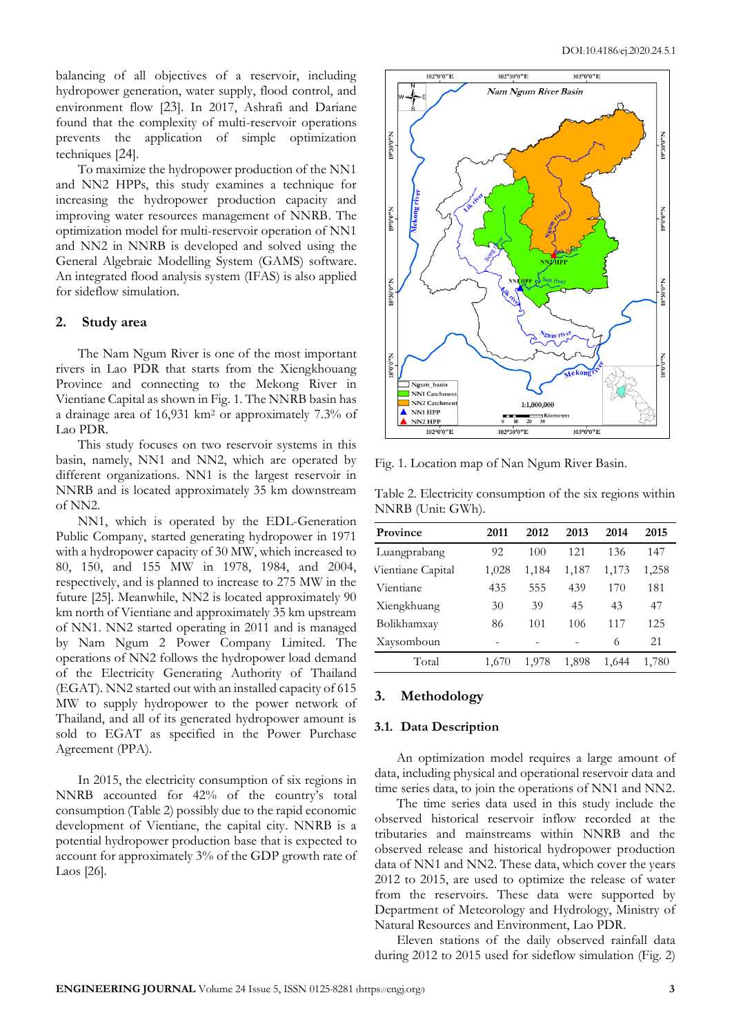balancing of all objectives of a reservoir, including hydropower generation, water supply, flood control, and environment flow [23]. In 2017, Ashrafi and Dariane found that the complexity of multi-reservoir operations prevents the application of simple optimization techniques [24].

To maximize the hydropower production of the NN1 and NN2 HPPs, this study examines a technique for increasing the hydropower production capacity and improving water resources management of NNRB. The optimization model for multi-reservoir operation of NN1 and NN2 in NNRB is developed and solved using the General Algebraic Modelling System (GAMS) software. An integrated flood analysis system (IFAS) is also applied for sideflow simulation.

## 2. Study area

The Nam Ngum River is one of the most important rivers in Lao PDR that starts from the Xiengkhouang Province and connecting to the Mekong River in Vientiane Capital as shown in Fig. 1. The NNRB basin has a drainage area of 16,931 km$^2$ or approximately 7.3% of Lao PDR.

This study focuses on two reservoir systems in this basin, namely, NN1 and NN2, which are operated by different organizations. NN1 is the largest reservoir in NNRB and is located approximately 35 km downstream of NN2.

NN1, which is operated by the EDL-Generation Public Company, started generating hydropower in 1971 with a hydropower capacity of 30 MW, which increased to 80, 150, and 155 MW in 1978, 1984, and 2004, respectively, and is planned to increase to 275 MW in the future [25]. Meanwhile, NN2 is located approximately 90 km north of Vientiane and approximately 35 km upstream of NN1. NN2 started operating in 2011 and is managed by Nam Ngum 2 Power Company Limited. The operations of NN2 follows the hydropower load demand of the Electricity Generating Authority of Thailand (EGAT). NN2 started out with an installed capacity of 615 MW to supply hydropower to the power network of Thailand, and all of its generated hydropower amount is sold to EGAT as specified in the Power Purchase Agreement (PPA).

In 2015, the electricity consumption of six regions in NNRB accounted for 42% of the country's total consumption (Table 2) possibly due to the rapid economic development of Vientiane, the capital city. NNRB is a potential hydropower production base that is expected to account for approximately 3% of the GDP growth rate of Laos [26].

Fig. 1. Location map of Nan Ngum River Basin.

Table 2. Electricity consumption of the six regions within NNRB (Unit: GWh).

| Province | 2011 | 2012 | 2013 | 2014 | 2015 |
|---|---|---|---|---|---|
| Luangprabang | 92 | 100 | 121 | 136 | 147 |
| Vientiane Capital | 1,028 | 1,184 | 1,187 | 1,173 | 1,258 |
| Vientiane | 435 | 555 | 439 | 170 | 181 |
| Xiengkhuang | 30 | 39 | 45 | 43 | 47 |
| Bolikhamxay | 86 | 101 | 106 | 117 | 125 |
| Xaysomboun | - | - | - | 6 | 21 |
| Total | 1,670 | 1,978 | 1,898 | 1,644 | 1,780 |

## 3. Methodology

### 3.1. Data Description

An optimization model requires a large amount of data, including physical and operational reservoir data and time series data, to join the operations of NN1 and NN2.

The time series data used in this study include the observed historical reservoir inflow recorded at the tributaries and mainstreams within NNRB and the observed release and historical hydropower production data of NN1 and NN2. These data, which cover the years 2012 to 2015, are used to optimize the release of water from the reservoirs. These data were supported by Department of Meteorology and Hydrology, Ministry of Natural Resources and Environment, Lao PDR.

Eleven stations of the daily observed rainfall data during 2012 to 2015 used for sideflow simulation (Fig. 2)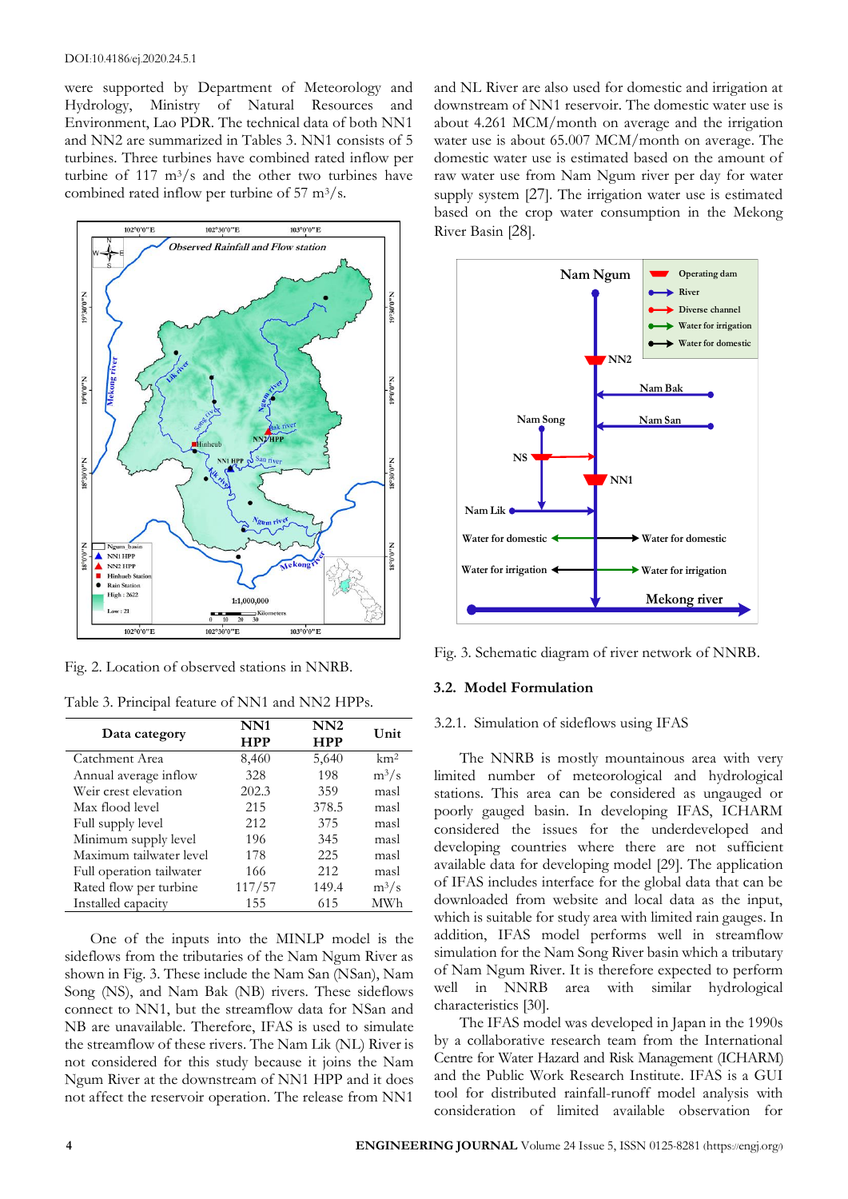were supported by Department of Meteorology and Hydrology, Ministry of Natural Resources and Environment, Lao PDR. The technical data of both NN1 and NN2 are summarized in Tables 3. NN1 consists of 5 turbines. Three turbines have combined rated inflow per turbine of 117 m$^3$/s and the other two turbines have combined rated inflow per turbine of 57 m$^3$/s.

Fig. 2. Location of observed stations in NNRB.

Table 3. Principal feature of NN1 and NN2 HPPs.

| Data category | NN1 HPP | NN2 HPP | Unit |
|---|---|---|---|
| Catchment Area | 8,460 | 5,640 | km$^2$ |
| Annual average inflow | 328 | 198 | m$^3$/s |
| Weir crest elevation | 202.3 | 359 | masl |
| Max flood level | 215 | 378.5 | masl |
| Full supply level | 212 | 375 | masl |
| Minimum supply level | 196 | 345 | masl |
| Maximum tailwater level | 178 | 225 | masl |
| Full operation tailwater | 166 | 212 | masl |
| Rated flow per turbine | 117/57 | 149.4 | m$^3$/s |
| Installed capacity | 155 | 615 | MWh |

One of the inputs into the MINLP model is the sideflows from the tributaries of the Nam Ngum River as shown in Fig. 3. These include the Nam San (NSan), Nam Song (NS), and Nam Bak (NB) rivers. These sideflows connect to NN1, but the streamflow data for NSan and NB are unavailable. Therefore, IFAS is used to simulate the streamflow of these rivers. The Nam Lik (NL) River is not considered for this study because it joins the Nam Ngum River at the downstream of NN1 HPP and it does not affect the reservoir operation. The release from NN1 and NL River are also used for domestic and irrigation at downstream of NN1 reservoir. The domestic water use is about 4.261 MCM/month on average and the irrigation water use is about 65.007 MCM/month on average. The domestic water use is estimated based on the amount of raw water use from Nam Ngum river per day for water supply system [27]. The irrigation water use is estimated based on the crop water consumption in the Mekong River Basin [28].

Fig. 3. Schematic diagram of river network of NNRB.

### 3.2. Model Formulation

#### 3.2.1. Simulation of sideflows using IFAS

The NNRB is mostly mountainous area with very limited number of meteorological and hydrological stations. This area can be considered as ungauged or poorly gauged basin. In developing IFAS, ICHARM considered the issues for the underdeveloped and developing countries where there are not sufficient available data for developing model [29]. The application of IFAS includes interface for the global data that can be downloaded from website and local data as the input, which is suitable for study area with limited rain gauges. In addition, IFAS model performs well in streamflow simulation for the Nam Song River basin which a tributary of Nam Ngum River. It is therefore expected to perform well in NNRB area with similar hydrological characteristics [30].

The IFAS model was developed in Japan in the 1990s by a collaborative research team from the International Centre for Water Hazard and Risk Management (ICHARM) and the Public Work Research Institute. IFAS is a GUI tool for distributed rainfall-runoff model analysis with consideration of limited available observation for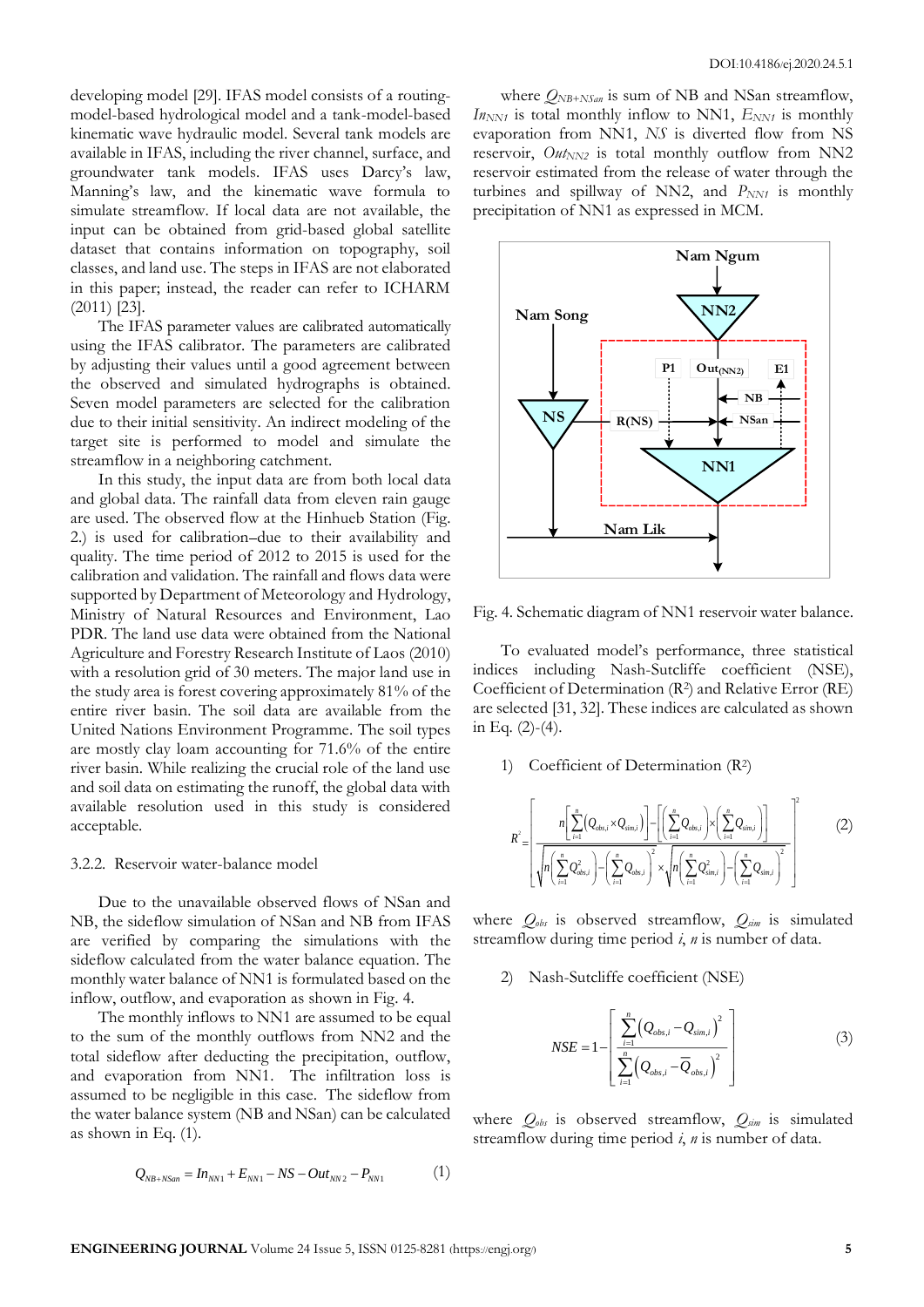developing model [29]. IFAS model consists of a routing-model-based hydrological model and a tank-model-based kinematic wave hydraulic model. Several tank models are available in IFAS, including the river channel, surface, and groundwater tank models. IFAS uses Darcy's law, Manning's law, and the kinematic wave formula to simulate streamflow. If local data are not available, the input can be obtained from grid-based global satellite dataset that contains information on topography, soil classes, and land use. The steps in IFAS are not elaborated in this paper; instead, the reader can refer to ICHARM (2011) [23].

The IFAS parameter values are calibrated automatically using the IFAS calibrator. The parameters are calibrated by adjusting their values until a good agreement between the observed and simulated hydrographs is obtained. Seven model parameters are selected for the calibration due to their initial sensitivity. An indirect modeling of the target site is performed to model and simulate the streamflow in a neighboring catchment.

In this study, the input data are from both local data and global data. The rainfall data from eleven rain gauge are used. The observed flow at the Hinhueb Station (Fig. 2.) is used for calibration–due to their availability and quality. The time period of 2012 to 2015 is used for the calibration and validation. The rainfall and flows data were supported by Department of Meteorology and Hydrology, Ministry of Natural Resources and Environment, Lao PDR. The land use data were obtained from the National Agriculture and Forestry Research Institute of Laos (2010) with a resolution grid of 30 meters. The major land use in the study area is forest covering approximately 81% of the entire river basin. The soil data are available from the United Nations Environment Programme. The soil types are mostly clay loam accounting for 71.6% of the entire river basin. While realizing the crucial role of the land use and soil data on estimating the runoff, the global data with available resolution used in this study is considered acceptable.

### 3.2.2. Reservoir water-balance model

Due to the unavailable observed flows of NSan and NB, the sideflow simulation of NSan and NB from IFAS are verified by comparing the simulations with the sideflow calculated from the water balance equation. The monthly water balance of NN1 is formulated based on the inflow, outflow, and evaporation as shown in Fig. 4.

The monthly inflows to NN1 are assumed to be equal to the sum of the monthly outflows from NN2 and the total sideflow after deducting the precipitation, outflow, and evaporation from NN1. The infiltration loss is assumed to be negligible in this case. The sideflow from the water balance system (NB and NSan) can be calculated as shown in Eq. (1).

$$Q_{NB+NSan} = In_{NN1} + E_{NN1} - NS - Out_{NN2} - P_{NN1} \tag{1}$$

where $Q_{NB+NSan}$ is sum of NB and NSan streamflow, $In_{NN1}$ is total monthly inflow to NN1, $E_{NN1}$ is monthly evaporation from NN1, $NS$ is diverted flow from NS reservoir, $Out_{NN2}$ is total monthly outflow from NN2 reservoir estimated from the release of water through the turbines and spillway of NN2, and $P_{NN1}$ is monthly precipitation of NN1 as expressed in MCM.

Fig. 4. Schematic diagram of NN1 reservoir water balance.

To evaluated model's performance, three statistical indices including Nash-Sutcliffe coefficient (NSE), Coefficient of Determination ($R^2$) and Relative Error (RE) are selected [31, 32]. These indices are calculated as shown in Eq. (2)-(4).

1) Coefficient of Determination ($R^2$)

$$R^2 = \left[ \frac{n\left[\sum_{i=1}^{n}\left(Q_{obs,i} \times Q_{sim,i}\right)\right] - \left[\left(\sum_{i=1}^{n} Q_{obs,i}\right) \times \left(\sum_{i=1}^{n} Q_{sim,i}\right)\right]}{\sqrt{n\left(\sum_{i=1}^{n} Q_{obs,i}^2\right) - \left(\sum_{i=1}^{n} Q_{obs,i}\right)^2} \times \sqrt{n\left(\sum_{i=1}^{n} Q_{sim,i}^2\right) - \left(\sum_{i=1}^{n} Q_{sim,i}\right)^2}} \right]^2 \tag{2}$$

where $Q_{obs}$ is observed streamflow, $Q_{sim}$ is simulated streamflow during time period $i$, $n$ is number of data.

2) Nash-Sutcliffe coefficient (NSE)

$$NSE = 1 - \left[ \frac{\sum_{i=1}^{n}\left(Q_{obs,i} - Q_{sim,i}\right)^2}{\sum_{i=1}^{n}\left(Q_{obs,i} - \overline{Q}_{obs,i}\right)^2} \right] \tag{3}$$

where $Q_{obs}$ is observed streamflow, $Q_{sim}$ is simulated streamflow during time period $i$, $n$ is number of data.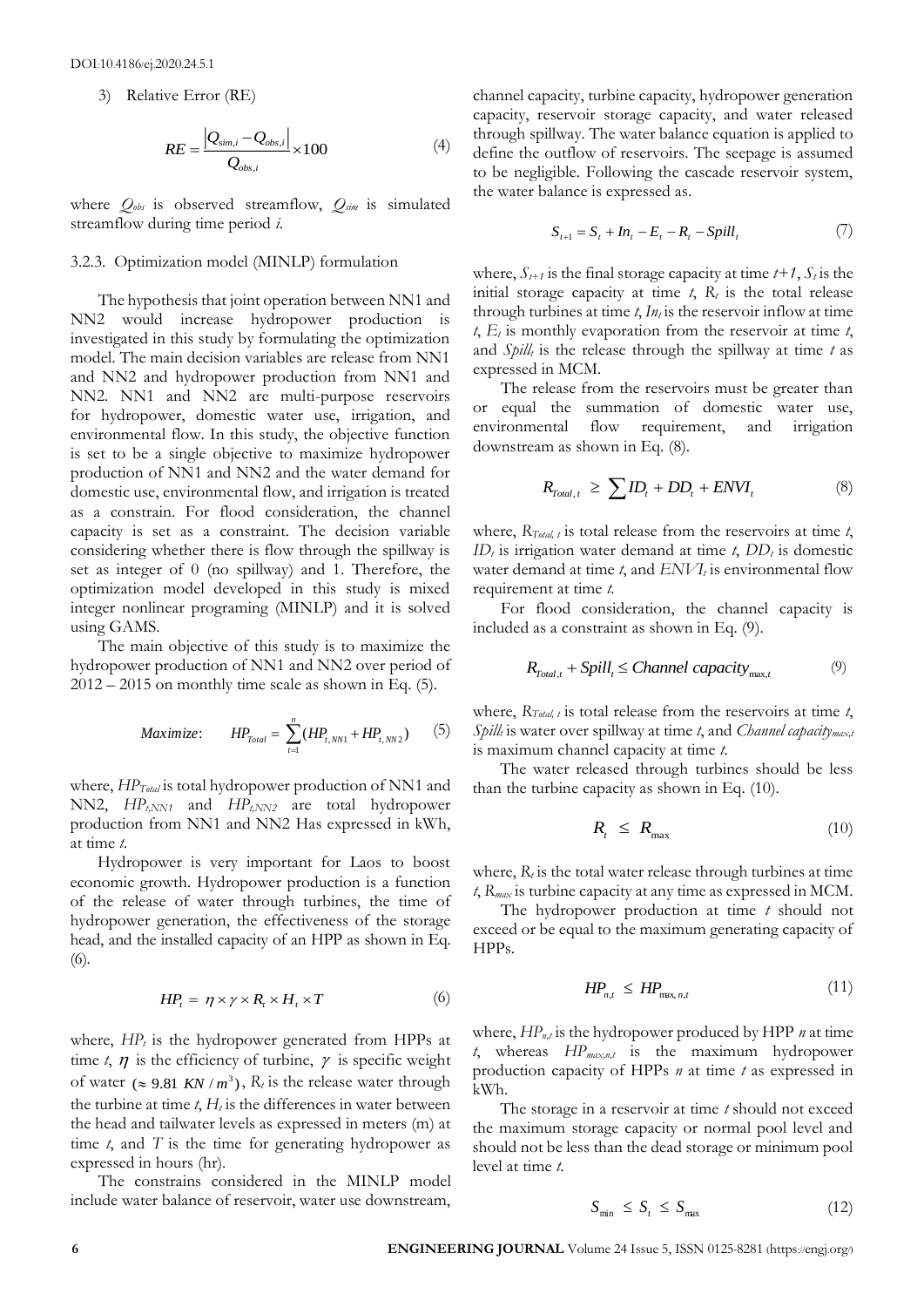3) Relative Error (RE)

$$RE = \frac{\left|Q_{sim,i} - Q_{obs,i}\right|}{Q_{obs,i}} \times 100 \tag{4}$$

where $Q_{obs}$ is observed streamflow, $Q_{sim}$ is simulated streamflow during time period $i$.

#### 3.2.3. Optimization model (MINLP) formulation

The hypothesis that joint operation between NN1 and NN2 would increase hydropower production is investigated in this study by formulating the optimization model. The main decision variables are release from NN1 and NN2 and hydropower production from NN1 and NN2. NN1 and NN2 are multi-purpose reservoirs for hydropower, domestic water use, irrigation, and environmental flow. In this study, the objective function is set to be a single objective to maximize hydropower production of NN1 and NN2 and the water demand for domestic use, environmental flow, and irrigation is treated as a constrain. For flood consideration, the channel capacity is set as a constraint. The decision variable considering whether there is flow through the spillway is set as integer of 0 (no spillway) and 1. Therefore, the optimization model developed in this study is mixed integer nonlinear programing (MINLP) and it is solved using GAMS.

The main objective of this study is to maximize the hydropower production of NN1 and NN2 over period of 2012 – 2015 on monthly time scale as shown in Eq. (5).

$$Maximize: \quad HP_{Total} = \sum_{t=1}^{n} (HP_{t,NN1} + HP_{t,NN2}) \tag{5}$$

where, $HP_{Total}$ is total hydropower production of NN1 and NN2, $HP_{t,NN1}$ and $HP_{t,NN2}$ are total hydropower production from NN1 and NN2 Has expressed in kWh, at time $t$.

Hydropower is very important for Laos to boost economic growth. Hydropower production is a function of the release of water through turbines, the time of hydropower generation, the effectiveness of the storage head, and the installed capacity of an HPP as shown in Eq. (6).

$$HP_t = \eta \times \gamma \times R_t \times H_t \times T \tag{6}$$

where, $HP_t$ is the hydropower generated from HPPs at time $t$, $\eta$ is the efficiency of turbine, $\gamma$ is specific weight of water $(\approx 9.81\ KN/m^3)$, $R_t$ is the release water through the turbine at time $t$, $H_t$ is the differences in water between the head and tailwater levels as expressed in meters (m) at time $t$, and $T$ is the time for generating hydropower as expressed in hours (hr).

The constrains considered in the MINLP model include water balance of reservoir, water use downstream, channel capacity, turbine capacity, hydropower generation capacity, reservoir storage capacity, and water released through spillway. The water balance equation is applied to define the outflow of reservoirs. The seepage is assumed to be negligible. Following the cascade reservoir system, the water balance is expressed as.

$$S_{t+1} = S_t + In_t - E_t - R_t - Spill_t \tag{7}$$

where, $S_{t+1}$ is the final storage capacity at time $t+1$, $S_t$ is the initial storage capacity at time $t$, $R_t$ is the total release through turbines at time $t$, $In_t$ is the reservoir inflow at time $t$, $E_t$ is monthly evaporation from the reservoir at time $t$, and $Spill_t$ is the release through the spillway at time $t$ as expressed in MCM.

The release from the reservoirs must be greater than or equal the summation of domestic water use, environmental flow requirement, and irrigation downstream as shown in Eq. (8).

$$R_{Total,t} \geq \sum ID_t + DD_t + ENVI_t \tag{8}$$

where, $R_{Total,t}$ is total release from the reservoirs at time $t$, $ID_t$ is irrigation water demand at time $t$, $DD_t$ is domestic water demand at time $t$, and $ENVI_t$ is environmental flow requirement at time $t$.

For flood consideration, the channel capacity is included as a constraint as shown in Eq. (9).

$$R_{Total,t} + Spill_t \leq Channel\ capacity_{\max,t} \tag{9}$$

where, $R_{Total,t}$ is total release from the reservoirs at time $t$, $Spill_t$ is water over spillway at time $t$, and $Channel\ capacity_{max,t}$ is maximum channel capacity at time $t$.

The water released through turbines should be less than the turbine capacity as shown in Eq. (10).

$$R_t \leq R_{\max} \tag{10}$$

where, $R_t$ is the total water release through turbines at time $t$, $R_{max}$ is turbine capacity at any time as expressed in MCM.

The hydropower production at time $t$ should not exceed or be equal to the maximum generating capacity of HPPs.

$$HP_{n,t} \leq HP_{\max,n,t} \tag{11}$$

where, $HP_{n,t}$ is the hydropower produced by HPP $n$ at time $t$, whereas $HP_{max,n,t}$ is the maximum hydropower production capacity of HPPs $n$ at time $t$ as expressed in kWh.

The storage in a reservoir at time $t$ should not exceed the maximum storage capacity or normal pool level and should not be less than the dead storage or minimum pool level at time $t$.

$$S_{\min} \leq S_t \leq S_{\max} \tag{12}$$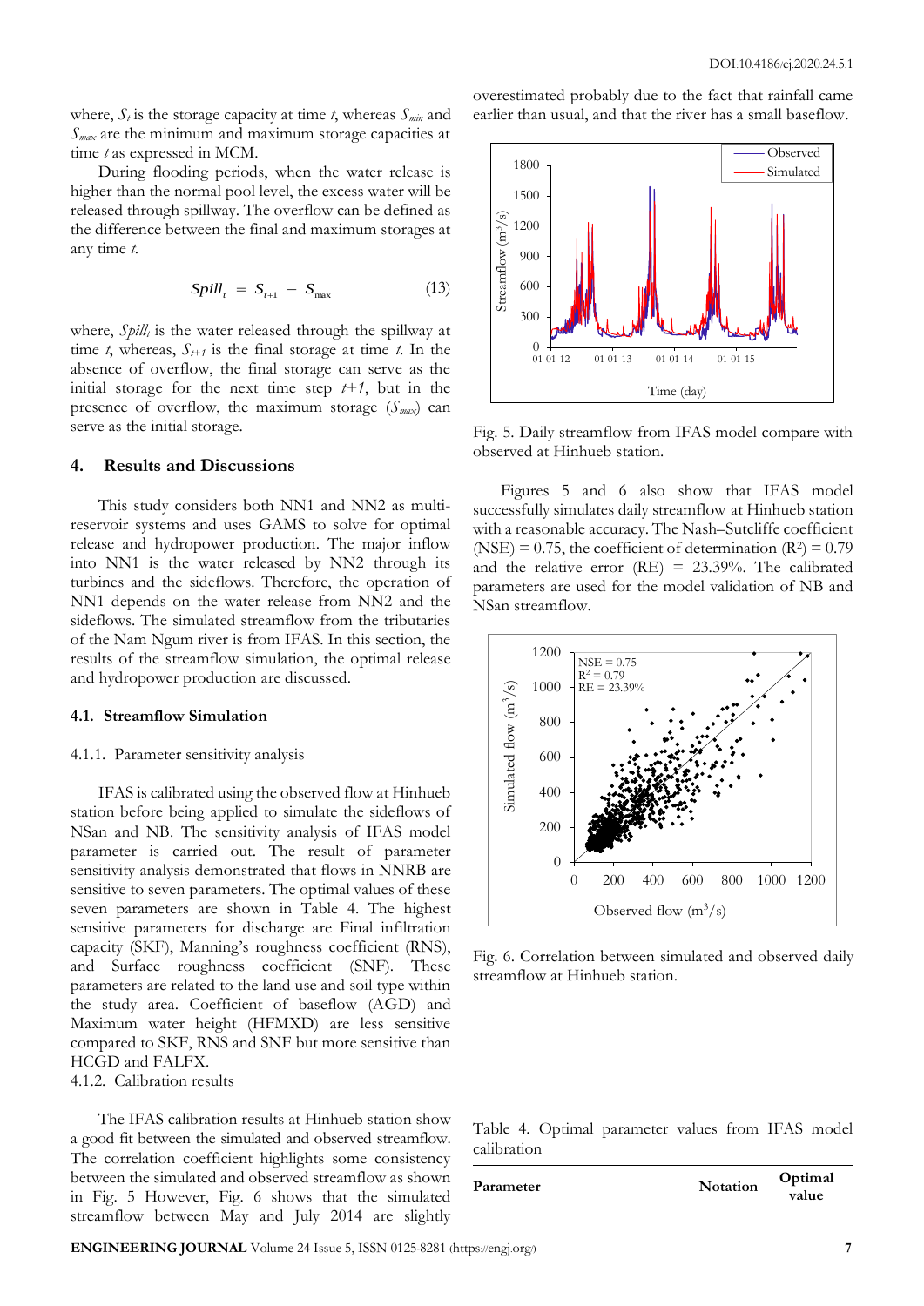where, $S_t$ is the storage capacity at time $t$, whereas $S_{min}$ and $S_{max}$ are the minimum and maximum storage capacities at time $t$ as expressed in MCM.

During flooding periods, when the water release is higher than the normal pool level, the excess water will be released through spillway. The overflow can be defined as the difference between the final and maximum storages at any time $t$.

$$Spill_t = S_{t+1} - S_{\max} \quad (13)$$

where, $Spill_t$ is the water released through the spillway at time $t$, whereas, $S_{t+1}$ is the final storage at time $t$. In the absence of overflow, the final storage can serve as the initial storage for the next time step $t+1$, but in the presence of overflow, the maximum storage ($S_{max}$) can serve as the initial storage.

## 4. Results and Discussions

This study considers both NN1 and NN2 as multi-reservoir systems and uses GAMS to solve for optimal release and hydropower production. The major inflow into NN1 is the water released by NN2 through its turbines and the sideflows. Therefore, the operation of NN1 depends on the water release from NN2 and the sideflows. The simulated streamflow from the tributaries of the Nam Ngum river is from IFAS. In this section, the results of the streamflow simulation, the optimal release and hydropower production are discussed.

### 4.1. Streamflow Simulation

#### 4.1.1. Parameter sensitivity analysis

IFAS is calibrated using the observed flow at Hinhueb station before being applied to simulate the sideflows of NSan and NB. The sensitivity analysis of IFAS model parameter is carried out. The result of parameter sensitivity analysis demonstrated that flows in NNRB are sensitive to seven parameters. The optimal values of these seven parameters are shown in Table 4. The highest sensitive parameters for discharge are Final infiltration capacity (SKF), Manning's roughness coefficient (RNS), and Surface roughness coefficient (SNF). These parameters are related to the land use and soil type within the study area. Coefficient of baseflow (AGD) and Maximum water height (HFMXD) are less sensitive compared to SKF, RNS and SNF but more sensitive than HCGD and FALFX.

#### 4.1.2. Calibration results

The IFAS calibration results at Hinhueb station show a good fit between the simulated and observed streamflow. The correlation coefficient highlights some consistency between the simulated and observed streamflow as shown in Fig. 5 However, Fig. 6 shows that the simulated streamflow between May and July 2014 are slightly overestimated probably due to the fact that rainfall came earlier than usual, and that the river has a small baseflow.

Fig. 5. Daily streamflow from IFAS model compare with observed at Hinhueb station.

Figures 5 and 6 also show that IFAS model successfully simulates daily streamflow at Hinhueb station with a reasonable accuracy. The Nash–Sutcliffe coefficient (NSE) = 0.75, the coefficient of determination ($R^2$) = 0.79 and the relative error (RE) = 23.39%. The calibrated parameters are used for the model validation of NB and NSan streamflow.

Fig. 6. Correlation between simulated and observed daily streamflow at Hinhueb station.

Table 4. Optimal parameter values from IFAS model calibration

| Parameter | Notation | Optimal value |
| --- | --- | --- |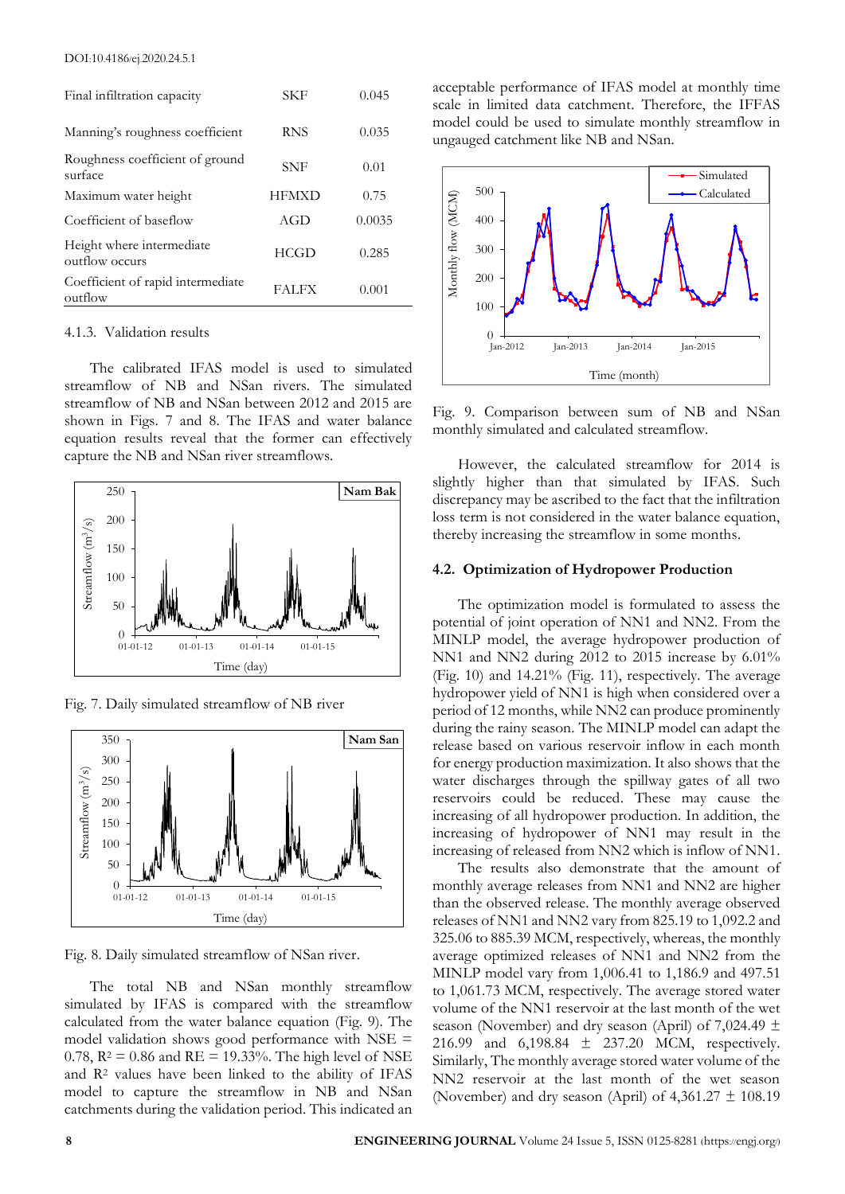| Final infiltration capacity | SKF | 0.045 |
|---|---|---|
| Manning's roughness coefficient | RNS | 0.035 |
| Roughness coefficient of ground surface | SNF | 0.01 |
| Maximum water height | HFMXD | 0.75 |
| Coefficient of baseflow | AGD | 0.0035 |
| Height where intermediate outflow occurs | HCGD | 0.285 |
| Coefficient of rapid intermediate outflow | FALFX | 0.001 |

#### 4.1.3. Validation results

The calibrated IFAS model is used to simulated streamflow of NB and NSan rivers. The simulated streamflow of NB and NSan between 2012 and 2015 are shown in Figs. 7 and 8. The IFAS and water balance equation results reveal that the former can effectively capture the NB and NSan river streamflows.

Fig. 7. Daily simulated streamflow of NB river

Fig. 8. Daily simulated streamflow of NSan river.

The total NB and NSan monthly streamflow simulated by IFAS is compared with the streamflow calculated from the water balance equation (Fig. 9). The model validation shows good performance with NSE = 0.78, $R^2$ = 0.86 and RE = 19.33%. The high level of NSE and $R^2$ values have been linked to the ability of IFAS model to capture the streamflow in NB and NSan catchments during the validation period. This indicated an acceptable performance of IFAS model at monthly time scale in limited data catchment. Therefore, the IFFAS model could be used to simulate monthly streamflow in ungauged catchment like NB and NSan.

Fig. 9. Comparison between sum of NB and NSan monthly simulated and calculated streamflow.

However, the calculated streamflow for 2014 is slightly higher than that simulated by IFAS. Such discrepancy may be ascribed to the fact that the infiltration loss term is not considered in the water balance equation, thereby increasing the streamflow in some months.

### 4.2. Optimization of Hydropower Production

The optimization model is formulated to assess the potential of joint operation of NN1 and NN2. From the MINLP model, the average hydropower production of NN1 and NN2 during 2012 to 2015 increase by 6.01% (Fig. 10) and 14.21% (Fig. 11), respectively. The average hydropower yield of NN1 is high when considered over a period of 12 months, while NN2 can produce prominently during the rainy season. The MINLP model can adapt the release based on various reservoir inflow in each month for energy production maximization. It also shows that the water discharges through the spillway gates of all two reservoirs could be reduced. These may cause the increasing of all hydropower production. In addition, the increasing of hydropower of NN1 may result in the increasing of released from NN2 which is inflow of NN1.

The results also demonstrate that the amount of monthly average releases from NN1 and NN2 are higher than the observed release. The monthly average observed releases of NN1 and NN2 vary from 825.19 to 1,092.2 and 325.06 to 885.39 MCM, respectively, whereas, the monthly average optimized releases of NN1 and NN2 from the MINLP model vary from 1,006.41 to 1,186.9 and 497.51 to 1,061.73 MCM, respectively. The average stored water volume of the NN1 reservoir at the last month of the wet season (November) and dry season (April) of 7,024.49 ± 216.99 and 6,198.84 ± 237.20 MCM, respectively. Similarly, The monthly average stored water volume of the NN2 reservoir at the last month of the wet season (November) and dry season (April) of 4,361.27 ± 108.19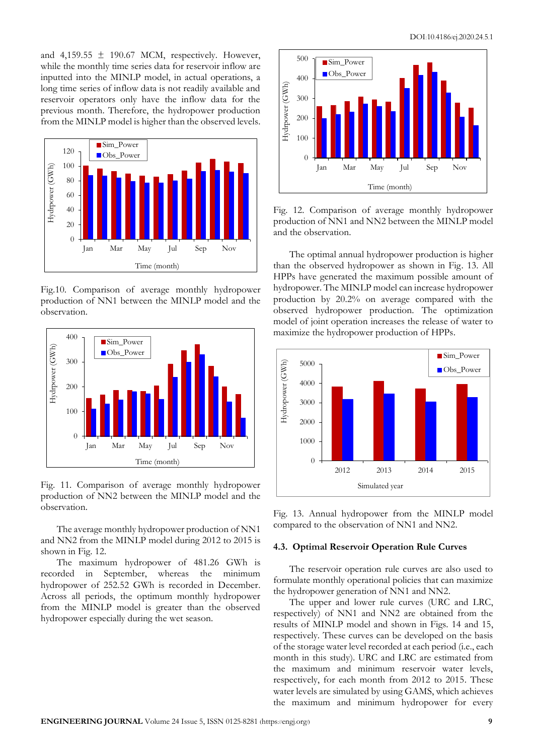and 4,159.55 ± 190.67 MCM, respectively. However, while the monthly time series data for reservoir inflow are inputted into the MINLP model, in actual operations, a long time series of inflow data is not readily available and reservoir operators only have the inflow data for the previous month. Therefore, the hydropower production from the MINLP model is higher than the observed levels.

Fig.10. Comparison of average monthly hydropower production of NN1 between the MINLP model and the observation.

Fig. 11. Comparison of average monthly hydropower production of NN2 between the MINLP model and the observation.

The average monthly hydropower production of NN1 and NN2 from the MINLP model during 2012 to 2015 is shown in Fig. 12.

The maximum hydropower of 481.26 GWh is recorded in September, whereas the minimum hydropower of 252.52 GWh is recorded in December. Across all periods, the optimum monthly hydropower from the MINLP model is greater than the observed hydropower especially during the wet season.

Fig. 12. Comparison of average monthly hydropower production of NN1 and NN2 between the MINLP model and the observation.

The optimal annual hydropower production is higher than the observed hydropower as shown in Fig. 13. All HPPs have generated the maximum possible amount of hydropower. The MINLP model can increase hydropower production by 20.2% on average compared with the observed hydropower production. The optimization model of joint operation increases the release of water to maximize the hydropower production of HPPs.

Fig. 13. Annual hydropower from the MINLP model compared to the observation of NN1 and NN2.

### 4.3. Optimal Reservoir Operation Rule Curves

The reservoir operation rule curves are also used to formulate monthly operational policies that can maximize the hydropower generation of NN1 and NN2.

The upper and lower rule curves (URC and LRC, respectively) of NN1 and NN2 are obtained from the results of MINLP model and shown in Figs. 14 and 15, respectively. These curves can be developed on the basis of the storage water level recorded at each period (i.e., each month in this study). URC and LRC are estimated from the maximum and minimum reservoir water levels, respectively, for each month from 2012 to 2015. These water levels are simulated by using GAMS, which achieves the maximum and minimum hydropower for every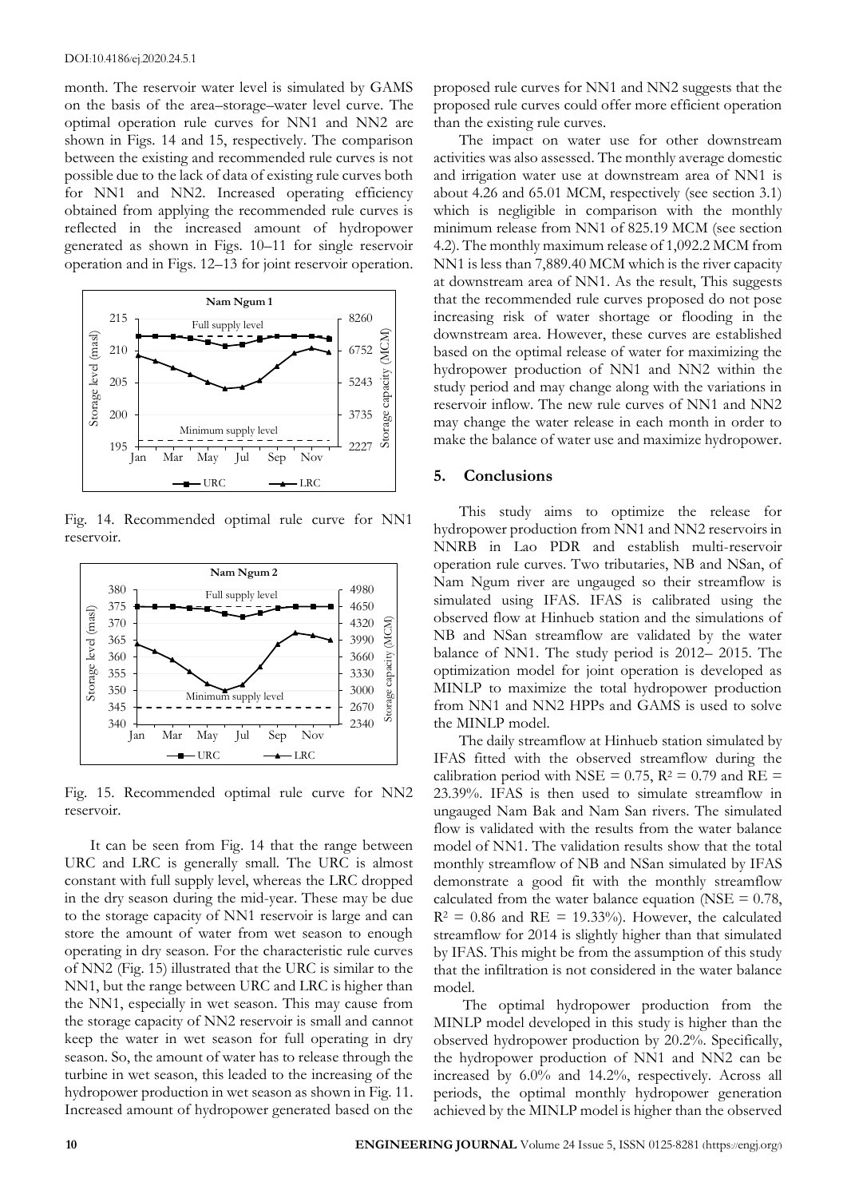month. The reservoir water level is simulated by GAMS on the basis of the area–storage–water level curve. The optimal operation rule curves for NN1 and NN2 are shown in Figs. 14 and 15, respectively. The comparison between the existing and recommended rule curves is not possible due to the lack of data of existing rule curves both for NN1 and NN2. Increased operating efficiency obtained from applying the recommended rule curves is reflected in the increased amount of hydropower generated as shown in Figs. 10–11 for single reservoir operation and in Figs. 12–13 for joint reservoir operation.

Fig. 14. Recommended optimal rule curve for NN1 reservoir.

Fig. 15. Recommended optimal rule curve for NN2 reservoir.

It can be seen from Fig. 14 that the range between URC and LRC is generally small. The URC is almost constant with full supply level, whereas the LRC dropped in the dry season during the mid-year. These may be due to the storage capacity of NN1 reservoir is large and can store the amount of water from wet season to enough operating in dry season. For the characteristic rule curves of NN2 (Fig. 15) illustrated that the URC is similar to the NN1, but the range between URC and LRC is higher than the NN1, especially in wet season. This may cause from the storage capacity of NN2 reservoir is small and cannot keep the water in wet season for full operating in dry season. So, the amount of water has to release through the turbine in wet season, this leaded to the increasing of the hydropower production in wet season as shown in Fig. 11. Increased amount of hydropower generated based on the proposed rule curves for NN1 and NN2 suggests that the proposed rule curves could offer more efficient operation than the existing rule curves.

The impact on water use for other downstream activities was also assessed. The monthly average domestic and irrigation water use at downstream area of NN1 is about 4.26 and 65.01 MCM, respectively (see section 3.1) which is negligible in comparison with the monthly minimum release from NN1 of 825.19 MCM (see section 4.2). The monthly maximum release of 1,092.2 MCM from NN1 is less than 7,889.40 MCM which is the river capacity at downstream area of NN1. As the result, This suggests that the recommended rule curves proposed do not pose increasing risk of water shortage or flooding in the downstream area. However, these curves are established based on the optimal release of water for maximizing the hydropower production of NN1 and NN2 within the study period and may change along with the variations in reservoir inflow. The new rule curves of NN1 and NN2 may change the water release in each month in order to make the balance of water use and maximize hydropower.

## 5. Conclusions

This study aims to optimize the release for hydropower production from NN1 and NN2 reservoirs in NNRB in Lao PDR and establish multi-reservoir operation rule curves. Two tributaries, NB and NSan, of Nam Ngum river are ungauged so their streamflow is simulated using IFAS. IFAS is calibrated using the observed flow at Hinhueb station and the simulations of NB and NSan streamflow are validated by the water balance of NN1. The study period is 2012– 2015. The optimization model for joint operation is developed as MINLP to maximize the total hydropower production from NN1 and NN2 HPPs and GAMS is used to solve the MINLP model.

The daily streamflow at Hinhueb station simulated by IFAS fitted with the observed streamflow during the calibration period with NSE = 0.75, $R^2$ = 0.79 and RE = 23.39%. IFAS is then used to simulate streamflow in ungauged Nam Bak and Nam San rivers. The simulated flow is validated with the results from the water balance model of NN1. The validation results show that the total monthly streamflow of NB and NSan simulated by IFAS demonstrate a good fit with the monthly streamflow calculated from the water balance equation (NSE = 0.78, $R^2$ = 0.86 and RE = 19.33%). However, the calculated streamflow for 2014 is slightly higher than that simulated by IFAS. This might be from the assumption of this study that the infiltration is not considered in the water balance model.

The optimal hydropower production from the MINLP model developed in this study is higher than the observed hydropower production by 20.2%. Specifically, the hydropower production of NN1 and NN2 can be increased by 6.0% and 14.2%, respectively. Across all periods, the optimal monthly hydropower generation achieved by the MINLP model is higher than the observed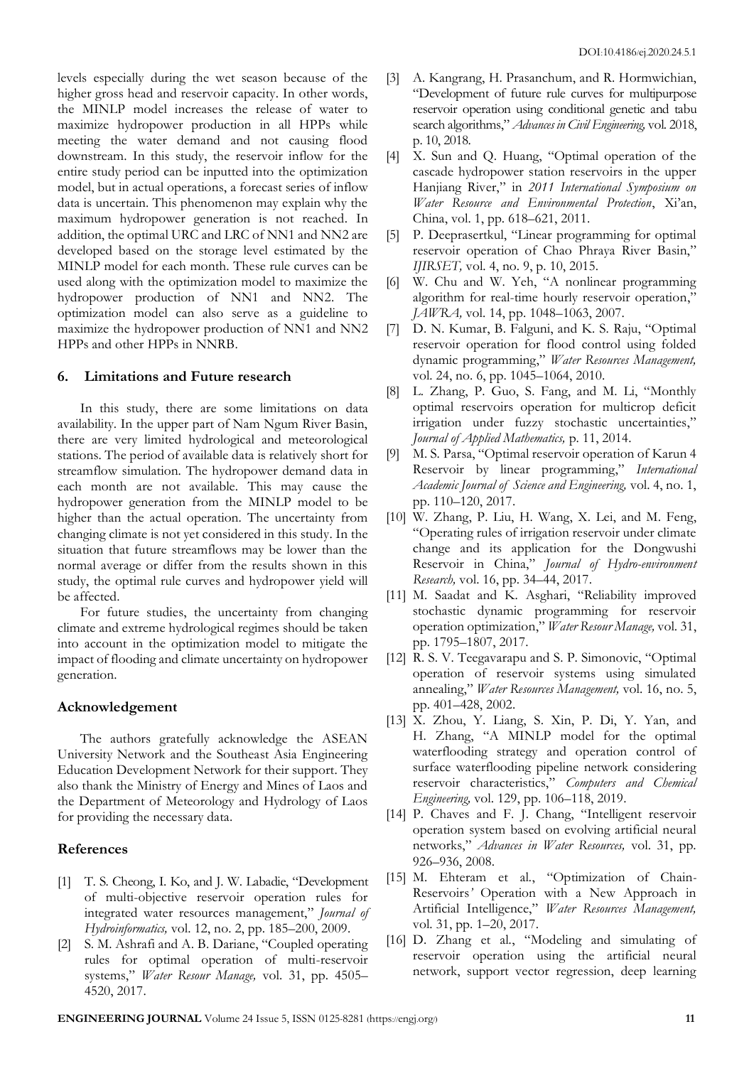levels especially during the wet season because of the higher gross head and reservoir capacity. In other words, the MINLP model increases the release of water to maximize hydropower production in all HPPs while meeting the water demand and not causing flood downstream. In this study, the reservoir inflow for the entire study period can be inputted into the optimization model, but in actual operations, a forecast series of inflow data is uncertain. This phenomenon may explain why the maximum hydropower generation is not reached. In addition, the optimal URC and LRC of NN1 and NN2 are developed based on the storage level estimated by the MINLP model for each month. These rule curves can be used along with the optimization model to maximize the hydropower production of NN1 and NN2. The optimization model can also serve as a guideline to maximize the hydropower production of NN1 and NN2 HPPs and other HPPs in NNRB.

## 6. Limitations and Future research

In this study, there are some limitations on data availability. In the upper part of Nam Ngum River Basin, there are very limited hydrological and meteorological stations. The period of available data is relatively short for streamflow simulation. The hydropower demand data in each month are not available. This may cause the hydropower generation from the MINLP model to be higher than the actual operation. The uncertainty from changing climate is not yet considered in this study. In the situation that future streamflows may be lower than the normal average or differ from the results shown in this study, the optimal rule curves and hydropower yield will be affected.

For future studies, the uncertainty from changing climate and extreme hydrological regimes should be taken into account in the optimization model to mitigate the impact of flooding and climate uncertainty on hydropower generation.

## Acknowledgement

The authors gratefully acknowledge the ASEAN University Network and the Southeast Asia Engineering Education Development Network for their support. They also thank the Ministry of Energy and Mines of Laos and the Department of Meteorology and Hydrology of Laos for providing the necessary data.

## References

[1] T. S. Cheong, I. Ko, and J. W. Labadie, "Development of multi-objective reservoir operation rules for integrated water resources management," *Journal of Hydroinformatics,* vol. 12, no. 2, pp. 185–200, 2009.

[2] S. M. Ashrafi and A. B. Dariane, "Coupled operating rules for optimal operation of multi-reservoir systems," *Water Resour Manage,* vol. 31, pp. 4505–4520, 2017.

[3] A. Kangrang, H. Prasanchum, and R. Hormwichian, "Development of future rule curves for multipurpose reservoir operation using conditional genetic and tabu search algorithms," *Advances in Civil Engineering,* vol. 2018, p. 10, 2018.

[4] X. Sun and Q. Huang, "Optimal operation of the cascade hydropower station reservoirs in the upper Hanjiang River," in *2011 International Symposium on Water Resource and Environmental Protection*, Xi'an, China, vol. 1, pp. 618–621, 2011.

[5] P. Deeprasertkul, "Linear programming for optimal reservoir operation of Chao Phraya River Basin," *IJIRSET,* vol. 4, no. 9, p. 10, 2015.

[6] W. Chu and W. Yeh, "A nonlinear programming algorithm for real-time hourly reservoir operation," *JAWRA,* vol. 14, pp. 1048–1063, 2007.

[7] D. N. Kumar, B. Falguni, and K. S. Raju, "Optimal reservoir operation for flood control using folded dynamic programming," *Water Resources Management,* vol. 24, no. 6, pp. 1045–1064, 2010.

[8] L. Zhang, P. Guo, S. Fang, and M. Li, "Monthly optimal reservoirs operation for multicrop deficit irrigation under fuzzy stochastic uncertainties," *Journal of Applied Mathematics,* p. 11, 2014.

[9] M. S. Parsa, "Optimal reservoir operation of Karun 4 Reservoir by linear programming," *International Academic Journal of Science and Engineering,* vol. 4, no. 1, pp. 110–120, 2017.

[10] W. Zhang, P. Liu, H. Wang, X. Lei, and M. Feng, "Operating rules of irrigation reservoir under climate change and its application for the Dongwushi Reservoir in China," *Journal of Hydro-environment Research,* vol. 16, pp. 34–44, 2017.

[11] M. Saadat and K. Asghari, "Reliability improved stochastic dynamic programming for reservoir operation optimization," *Water Resour Manage,* vol. 31, pp. 1795–1807, 2017.

[12] R. S. V. Teegavarapu and S. P. Simonovic, "Optimal operation of reservoir systems using simulated annealing," *Water Resources Management,* vol. 16, no. 5, pp. 401–428, 2002.

[13] X. Zhou, Y. Liang, S. Xin, P. Di, Y. Yan, and H. Zhang, "A MINLP model for the optimal waterflooding strategy and operation control of surface waterflooding pipeline network considering reservoir characteristics," *Computers and Chemical Engineering,* vol. 129, pp. 106–118, 2019.

[14] P. Chaves and F. J. Chang, "Intelligent reservoir operation system based on evolving artificial neural networks," *Advances in Water Resources,* vol. 31, pp. 926–936, 2008.

[15] M. Ehteram et al., "Optimization of Chain-Reservoirs' Operation with a New Approach in Artificial Intelligence," *Water Resources Management,* vol. 31, pp. 1–20, 2017.

[16] D. Zhang et al., "Modeling and simulating of reservoir operation using the artificial neural network, support vector regression, deep learning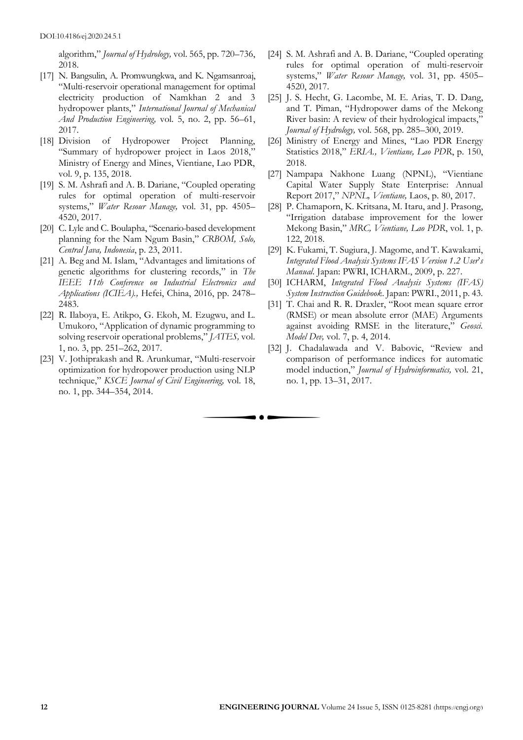algorithm," *Journal of Hydrology,* vol. 565, pp. 720–736, 2018.

[17] N. Bangsulin, A. Promwungkwa, and K. Ngamsanroaj, "Multi-reservoir operational management for optimal electricity production of Namkhan 2 and 3 hydropower plants," *International Journal of Mechanical And Production Engineering,* vol. 5, no. 2, pp. 56–61, 2017.

[18] Division of Hydropower Project Planning, "Summary of hydropower project in Laos 2018," Ministry of Energy and Mines, Vientiane, Lao PDR, vol. 9, p. 135, 2018.

[19] S. M. Ashrafi and A. B. Dariane, "Coupled operating rules for optimal operation of multi-reservoir systems," *Water Resour Manage,* vol. 31, pp. 4505–4520, 2017.

[20] C. Lyle and C. Boulapha, "Scenario-based development planning for the Nam Ngum Basin," *CRBOM, Solo, Central Java, Indonesia*, p. 23, 2011.

[21] A. Beg and M. Islam, "Advantages and limitations of genetic algorithms for clustering records," in *The IEEE 11th Conference on Industrial Electronics and Applications (ICIEA).,* Hefei, China, 2016, pp. 2478–2483.

[22] R. Ilaboya, E. Atikpo, G. Ekoh, M. Ezugwu, and L. Umukoro, "Application of dynamic programming to solving reservoir operational problems," *JATES,* vol. 1, no. 3, pp. 251–262, 2017.

[23] V. Jothiprakash and R. Arunkumar, "Multi-reservoir optimization for hydropower production using NLP technique," *KSCE Journal of Civil Engineering,* vol. 18, no. 1, pp. 344–354, 2014.

[24] S. M. Ashrafi and A. B. Dariane, "Coupled operating rules for optimal operation of multi-reservoir systems," *Water Resour Manage,* vol. 31, pp. 4505–4520, 2017.

[25] J. S. Hecht, G. Lacombe, M. E. Arias, T. D. Dang, and T. Piman, "Hydropower dams of the Mekong River basin: A review of their hydrological impacts," *Journal of Hydrology,* vol. 568, pp. 285–300, 2019.

[26] Ministry of Energy and Mines, "Lao PDR Energy Statistics 2018," *ERIA., Vientiane, Lao PDR*, p. 150, 2018.

[27] Nampapa Nakhone Luang (NPNL), "Vientiane Capital Water Supply State Enterprise: Annual Report 2017," *NPNL, Vientiane,* Laos, p. 80, 2017.

[28] P. Chamaporn, K. Kritsana, M. Itaru, and J. Prasong, "Irrigation database improvement for the lower Mekong Basin," *MRC, Vientiane, Lao PDR*, vol. 1, p. 122, 2018.

[29] K. Fukami, T. Sugiura, J. Magome, and T. Kawakami, *Integrated Flood Analysis Systems IFAS Version 1.2 User's Manual*. Japan: PWRI, ICHARM., 2009, p. 227.

[30] ICHARM, *Integrated Flood Analysis Systems (IFAS) System Instruction Guidebook*. Japan: PWRI., 2011, p. 43.

[31] T. Chai and R. R. Draxler, "Root mean square error (RMSE) or mean absolute error (MAE) Arguments against avoiding RMSE in the literature," *Geosci. Model Dev,* vol. 7, p. 4, 2014.

[32] J. Chadalawada and V. Babovic, "Review and comparison of performance indices for automatic model induction," *Journal of Hydroinformatics,* vol. 21, no. 1, pp. 13–31, 2017.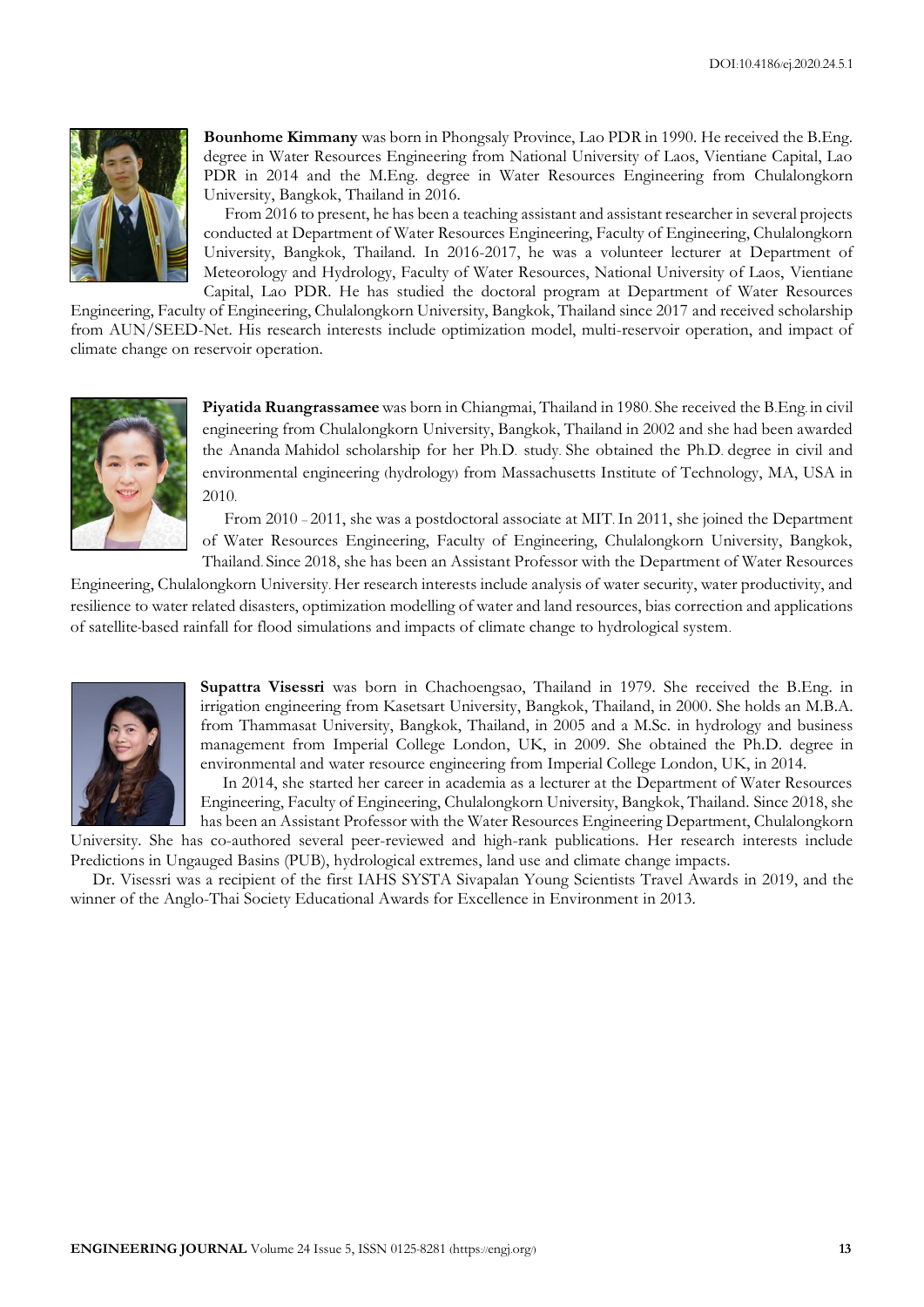**Bounhome Kimmany** was born in Phongsaly Province, Lao PDR in 1990. He received the B.Eng. degree in Water Resources Engineering from National University of Laos, Vientiane Capital, Lao PDR in 2014 and the M.Eng. degree in Water Resources Engineering from Chulalongkorn University, Bangkok, Thailand in 2016.

From 2016 to present, he has been a teaching assistant and assistant researcher in several projects conducted at Department of Water Resources Engineering, Faculty of Engineering, Chulalongkorn University, Bangkok, Thailand. In 2016-2017, he was a volunteer lecturer at Department of Meteorology and Hydrology, Faculty of Water Resources, National University of Laos, Vientiane Capital, Lao PDR. He has studied the doctoral program at Department of Water Resources Engineering, Faculty of Engineering, Chulalongkorn University, Bangkok, Thailand since 2017 and received scholarship from AUN/SEED-Net. His research interests include optimization model, multi-reservoir operation, and impact of climate change on reservoir operation.

**Piyatida Ruangrassamee** was born in Chiangmai, Thailand in 1980. She received the B.Eng. in civil engineering from Chulalongkorn University, Bangkok, Thailand in 2002 and she had been awarded the Ananda Mahidol scholarship for her Ph.D. study. She obtained the Ph.D. degree in civil and environmental engineering (hydrology) from Massachusetts Institute of Technology, MA, USA in 2010.

From 2010 – 2011, she was a postdoctoral associate at MIT. In 2011, she joined the Department of Water Resources Engineering, Faculty of Engineering, Chulalongkorn University, Bangkok, Thailand. Since 2018, she has been an Assistant Professor with the Department of Water Resources Engineering, Chulalongkorn University. Her research interests include analysis of water security, water productivity, and resilience to water related disasters, optimization modelling of water and land resources, bias correction and applications of satellite-based rainfall for flood simulations and impacts of climate change to hydrological system.

**Supattra Visessri** was born in Chachoengsao, Thailand in 1979. She received the B.Eng. in irrigation engineering from Kasetsart University, Bangkok, Thailand, in 2000. She holds an M.B.A. from Thammasat University, Bangkok, Thailand, in 2005 and a M.Sc. in hydrology and business management from Imperial College London, UK, in 2009. She obtained the Ph.D. degree in environmental and water resource engineering from Imperial College London, UK, in 2014.

In 2014, she started her career in academia as a lecturer at the Department of Water Resources Engineering, Faculty of Engineering, Chulalongkorn University, Bangkok, Thailand. Since 2018, she has been an Assistant Professor with the Water Resources Engineering Department, Chulalongkorn University. She has co-authored several peer-reviewed and high-rank publications. Her research interests include Predictions in Ungauged Basins (PUB), hydrological extremes, land use and climate change impacts.

Dr. Visessri was a recipient of the first IAHS SYSTA Sivapalan Young Scientists Travel Awards in 2019, and the winner of the Anglo-Thai Society Educational Awards for Excellence in Environment in 2013.